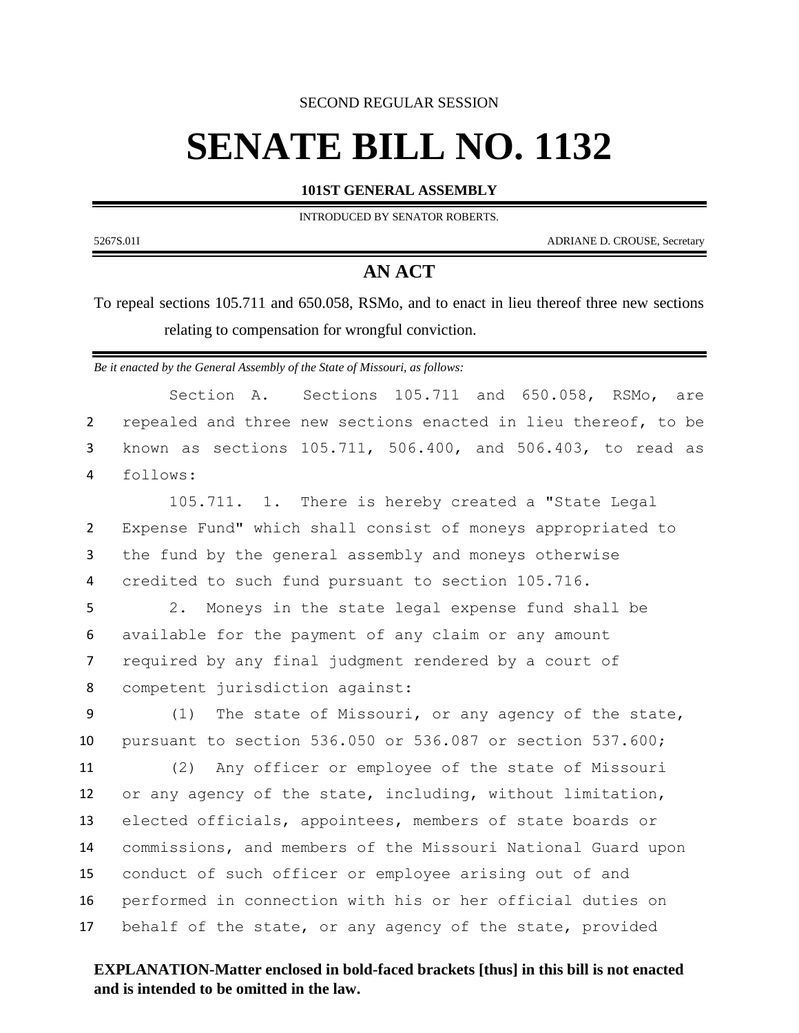SECOND REGULAR SESSION

# SENATE BILL NO. 1132

**101ST GENERAL ASSEMBLY**

INTRODUCED BY SENATOR ROBERTS.

5267S.01I ADRIANE D. CROUSE, Secretary

## AN ACT

To repeal sections 105.711 and 650.058, RSMo, and to enact in lieu thereof three new sections relating to compensation for wrongful conviction.

*Be it enacted by the General Assembly of the State of Missouri, as follows:*

Section A. Sections 105.711 and 650.058, RSMo, are repealed and three new sections enacted in lieu thereof, to be known as sections 105.711, 506.400, and 506.403, to read as follows:

105.711. 1. There is hereby created a "State Legal Expense Fund" which shall consist of moneys appropriated to the fund by the general assembly and moneys otherwise credited to such fund pursuant to section 105.716.

2. Moneys in the state legal expense fund shall be available for the payment of any claim or any amount required by any final judgment rendered by a court of competent jurisdiction against:

(1) The state of Missouri, or any agency of the state, pursuant to section 536.050 or 536.087 or section 537.600;

(2) Any officer or employee of the state of Missouri or any agency of the state, including, without limitation, elected officials, appointees, members of state boards or commissions, and members of the Missouri National Guard upon conduct of such officer or employee arising out of and performed in connection with his or her official duties on behalf of the state, or any agency of the state, provided

**EXPLANATION-Matter enclosed in bold-faced brackets [thus] in this bill is not enacted and is intended to be omitted in the law.**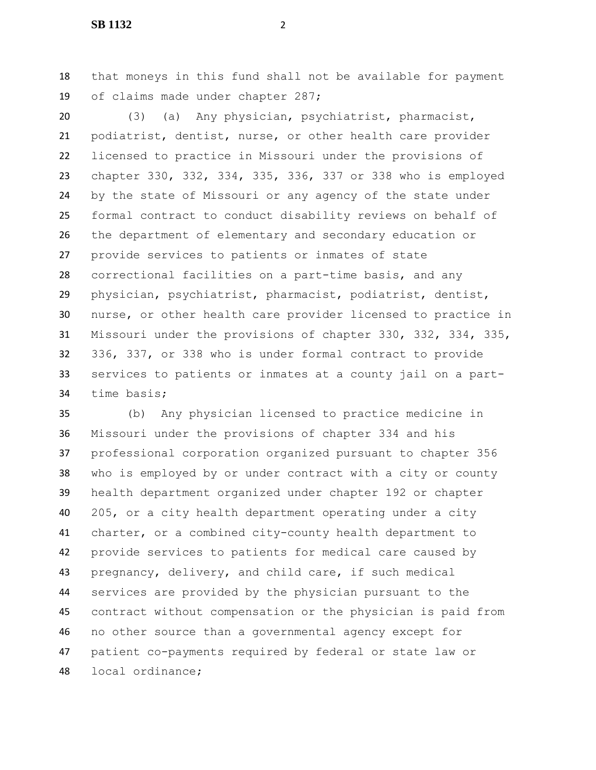that moneys in this fund shall not be available for payment of claims made under chapter 287;

(3) (a) Any physician, psychiatrist, pharmacist, podiatrist, dentist, nurse, or other health care provider licensed to practice in Missouri under the provisions of chapter 330, 332, 334, 335, 336, 337 or 338 who is employed by the state of Missouri or any agency of the state under formal contract to conduct disability reviews on behalf of the department of elementary and secondary education or provide services to patients or inmates of state correctional facilities on a part-time basis, and any physician, psychiatrist, pharmacist, podiatrist, dentist, nurse, or other health care provider licensed to practice in Missouri under the provisions of chapter 330, 332, 334, 335, 336, 337, or 338 who is under formal contract to provide services to patients or inmates at a county jail on a part-time basis;

(b) Any physician licensed to practice medicine in Missouri under the provisions of chapter 334 and his professional corporation organized pursuant to chapter 356 who is employed by or under contract with a city or county health department organized under chapter 192 or chapter 205, or a city health department operating under a city charter, or a combined city-county health department to provide services to patients for medical care caused by pregnancy, delivery, and child care, if such medical services are provided by the physician pursuant to the contract without compensation or the physician is paid from no other source than a governmental agency except for patient co-payments required by federal or state law or local ordinance;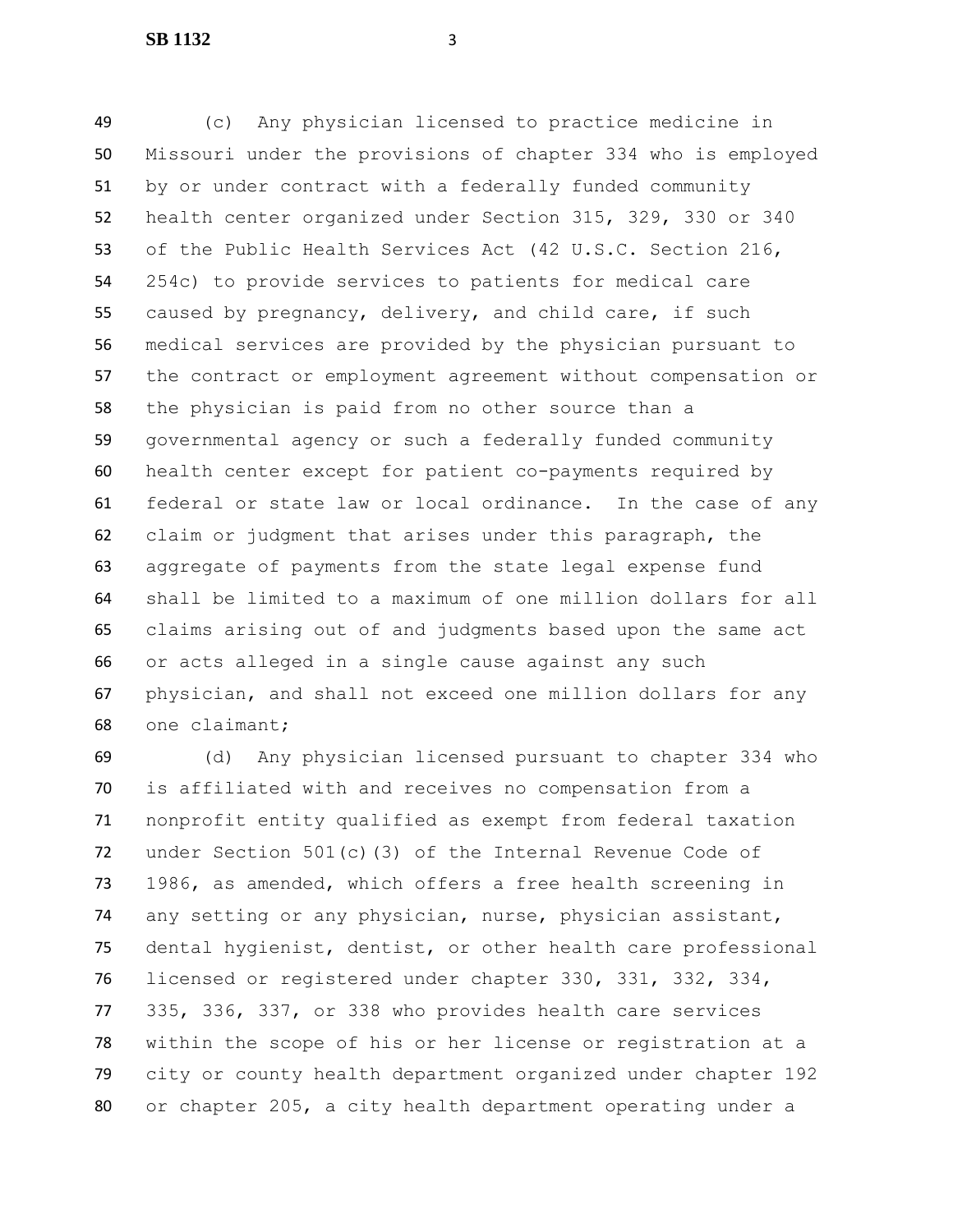(c) Any physician licensed to practice medicine in Missouri under the provisions of chapter 334 who is employed by or under contract with a federally funded community health center organized under Section 315, 329, 330 or 340 of the Public Health Services Act (42 U.S.C. Section 216, 254c) to provide services to patients for medical care caused by pregnancy, delivery, and child care, if such medical services are provided by the physician pursuant to the contract or employment agreement without compensation or the physician is paid from no other source than a governmental agency or such a federally funded community health center except for patient co-payments required by federal or state law or local ordinance. In the case of any claim or judgment that arises under this paragraph, the aggregate of payments from the state legal expense fund shall be limited to a maximum of one million dollars for all claims arising out of and judgments based upon the same act or acts alleged in a single cause against any such physician, and shall not exceed one million dollars for any one claimant;

(d) Any physician licensed pursuant to chapter 334 who is affiliated with and receives no compensation from a nonprofit entity qualified as exempt from federal taxation under Section 501(c)(3) of the Internal Revenue Code of 1986, as amended, which offers a free health screening in any setting or any physician, nurse, physician assistant, dental hygienist, dentist, or other health care professional licensed or registered under chapter 330, 331, 332, 334, 335, 336, 337, or 338 who provides health care services within the scope of his or her license or registration at a city or county health department organized under chapter 192 or chapter 205, a city health department operating under a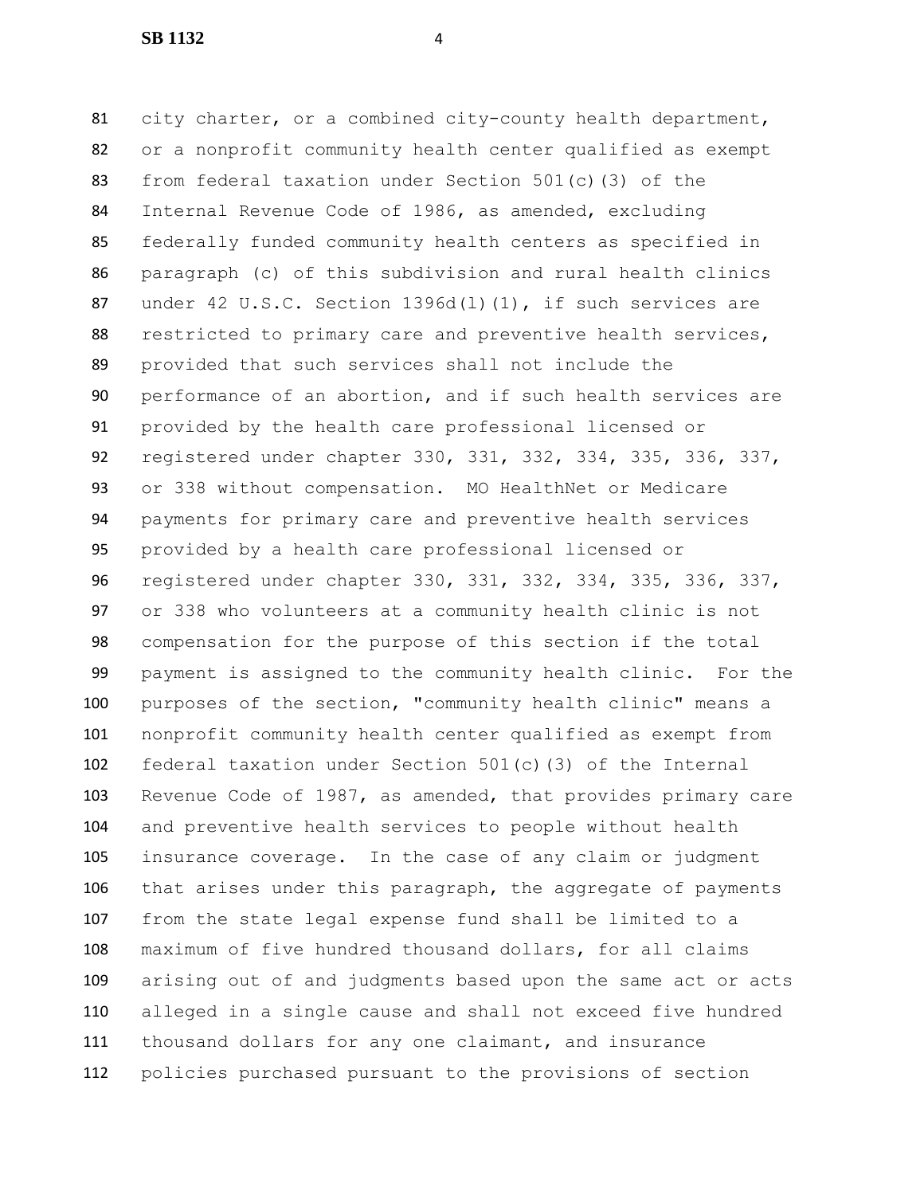city charter, or a combined city-county health department, or a nonprofit community health center qualified as exempt from federal taxation under Section 501(c)(3) of the Internal Revenue Code of 1986, as amended, excluding federally funded community health centers as specified in paragraph (c) of this subdivision and rural health clinics under 42 U.S.C. Section 1396d(l)(1), if such services are restricted to primary care and preventive health services, provided that such services shall not include the performance of an abortion, and if such health services are provided by the health care professional licensed or registered under chapter 330, 331, 332, 334, 335, 336, 337, or 338 without compensation. MO HealthNet or Medicare payments for primary care and preventive health services provided by a health care professional licensed or registered under chapter 330, 331, 332, 334, 335, 336, 337, or 338 who volunteers at a community health clinic is not compensation for the purpose of this section if the total payment is assigned to the community health clinic. For the purposes of the section, "community health clinic" means a nonprofit community health center qualified as exempt from federal taxation under Section 501(c)(3) of the Internal Revenue Code of 1987, as amended, that provides primary care and preventive health services to people without health insurance coverage. In the case of any claim or judgment that arises under this paragraph, the aggregate of payments from the state legal expense fund shall be limited to a maximum of five hundred thousand dollars, for all claims arising out of and judgments based upon the same act or acts alleged in a single cause and shall not exceed five hundred thousand dollars for any one claimant, and insurance policies purchased pursuant to the provisions of section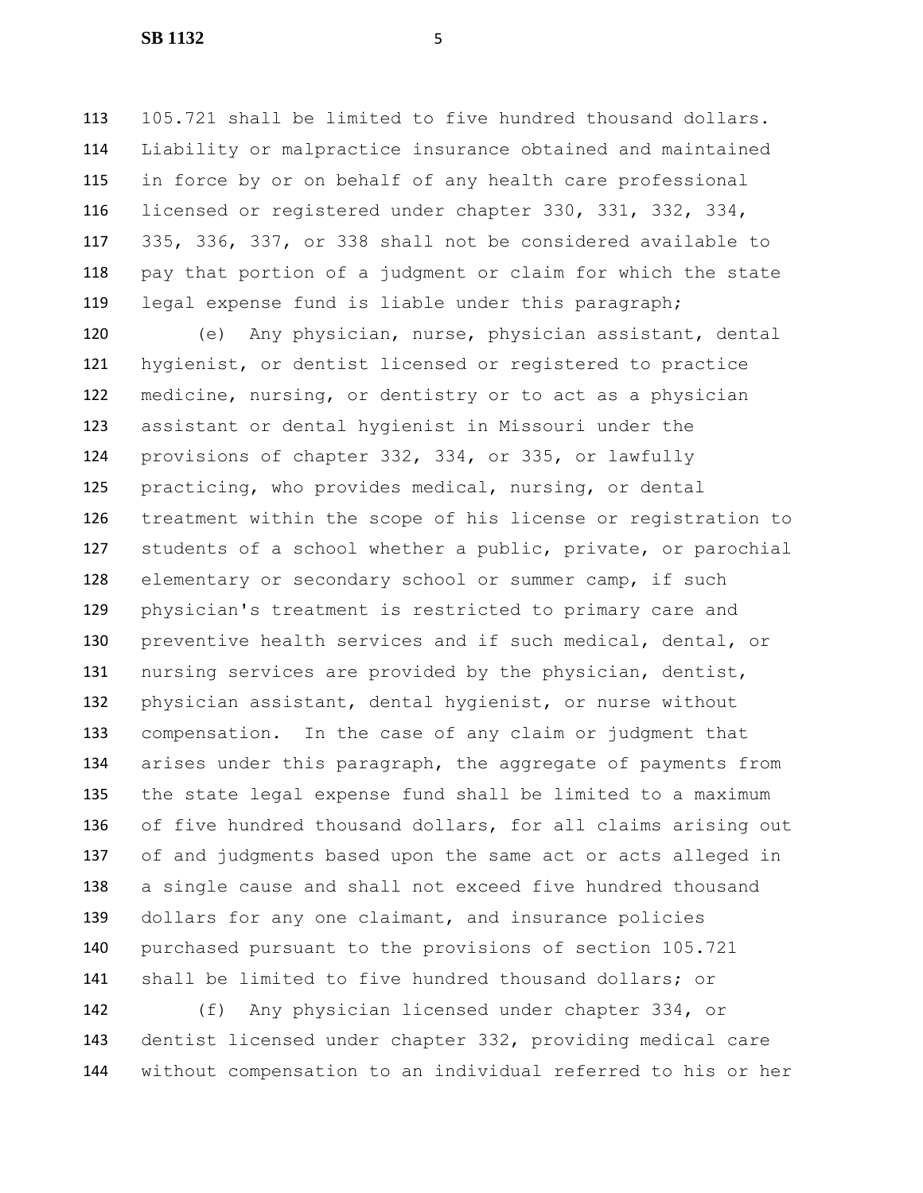105.721 shall be limited to five hundred thousand dollars. Liability or malpractice insurance obtained and maintained in force by or on behalf of any health care professional licensed or registered under chapter 330, 331, 332, 334, 335, 336, 337, or 338 shall not be considered available to pay that portion of a judgment or claim for which the state legal expense fund is liable under this paragraph;

(e) Any physician, nurse, physician assistant, dental hygienist, or dentist licensed or registered to practice medicine, nursing, or dentistry or to act as a physician assistant or dental hygienist in Missouri under the provisions of chapter 332, 334, or 335, or lawfully practicing, who provides medical, nursing, or dental treatment within the scope of his license or registration to students of a school whether a public, private, or parochial elementary or secondary school or summer camp, if such physician's treatment is restricted to primary care and preventive health services and if such medical, dental, or nursing services are provided by the physician, dentist, physician assistant, dental hygienist, or nurse without compensation. In the case of any claim or judgment that arises under this paragraph, the aggregate of payments from the state legal expense fund shall be limited to a maximum of five hundred thousand dollars, for all claims arising out of and judgments based upon the same act or acts alleged in a single cause and shall not exceed five hundred thousand dollars for any one claimant, and insurance policies purchased pursuant to the provisions of section 105.721 shall be limited to five hundred thousand dollars; or

(f) Any physician licensed under chapter 334, or dentist licensed under chapter 332, providing medical care without compensation to an individual referred to his or her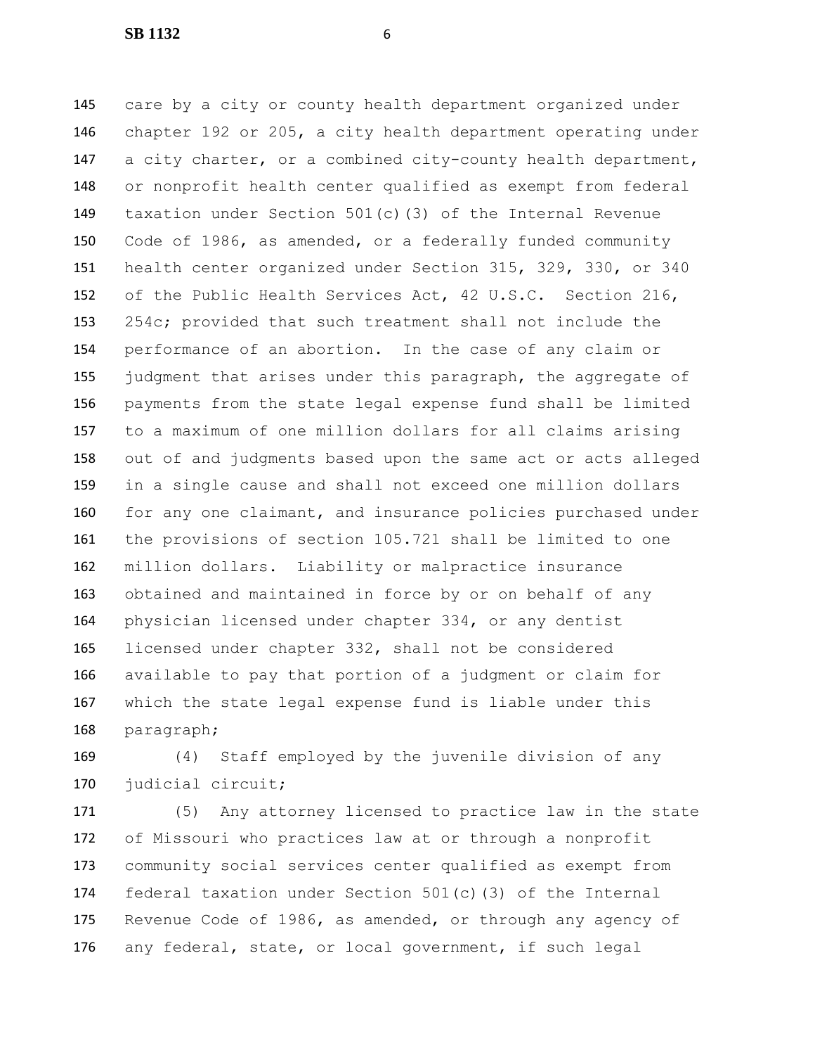care by a city or county health department organized under chapter 192 or 205, a city health department operating under a city charter, or a combined city-county health department, or nonprofit health center qualified as exempt from federal taxation under Section 501(c)(3) of the Internal Revenue Code of 1986, as amended, or a federally funded community health center organized under Section 315, 329, 330, or 340 of the Public Health Services Act, 42 U.S.C. Section 216, 254c; provided that such treatment shall not include the performance of an abortion. In the case of any claim or judgment that arises under this paragraph, the aggregate of payments from the state legal expense fund shall be limited to a maximum of one million dollars for all claims arising out of and judgments based upon the same act or acts alleged in a single cause and shall not exceed one million dollars for any one claimant, and insurance policies purchased under the provisions of section 105.721 shall be limited to one million dollars. Liability or malpractice insurance obtained and maintained in force by or on behalf of any physician licensed under chapter 334, or any dentist licensed under chapter 332, shall not be considered available to pay that portion of a judgment or claim for which the state legal expense fund is liable under this paragraph;

(4) Staff employed by the juvenile division of any judicial circuit;

(5) Any attorney licensed to practice law in the state of Missouri who practices law at or through a nonprofit community social services center qualified as exempt from federal taxation under Section 501(c)(3) of the Internal Revenue Code of 1986, as amended, or through any agency of any federal, state, or local government, if such legal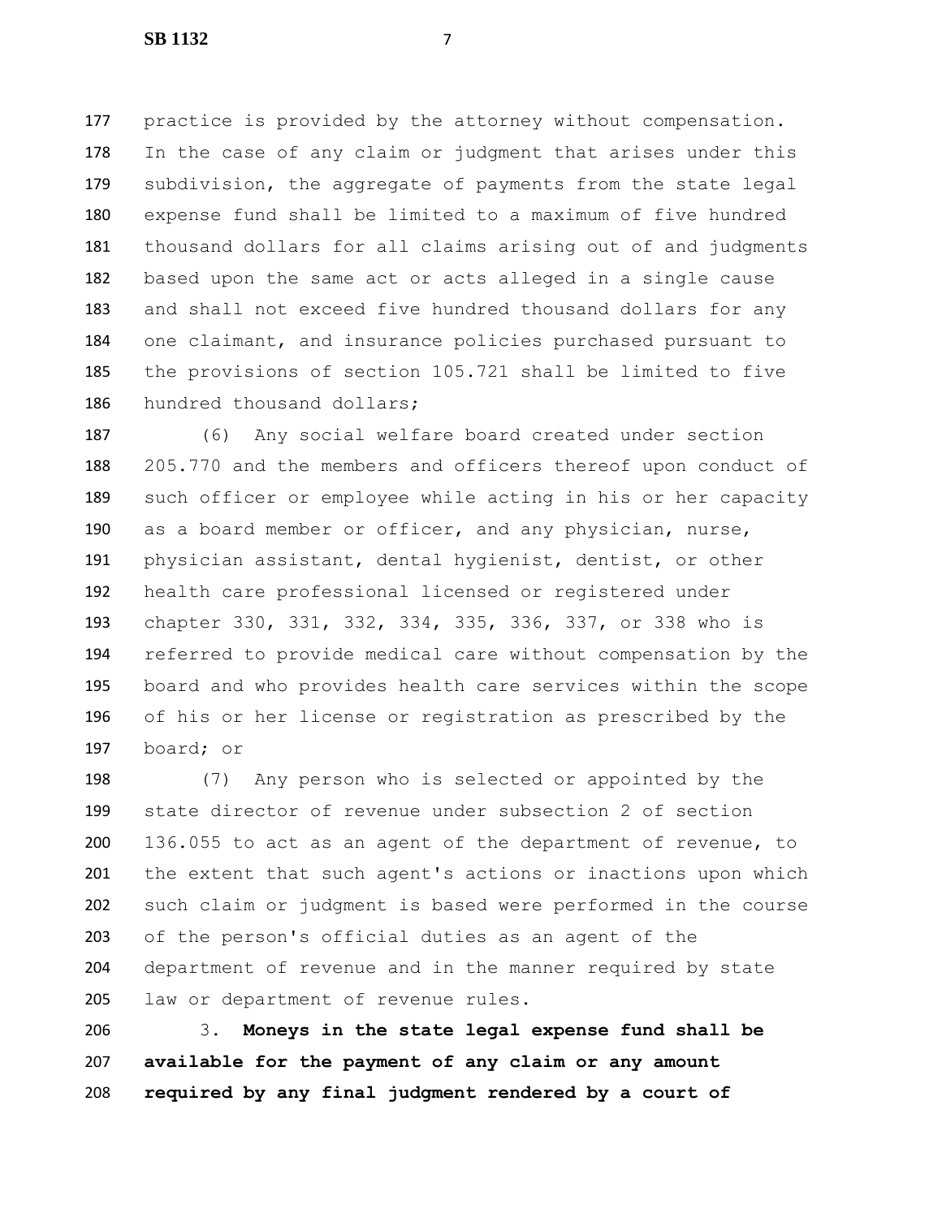practice is provided by the attorney without compensation. In the case of any claim or judgment that arises under this subdivision, the aggregate of payments from the state legal expense fund shall be limited to a maximum of five hundred thousand dollars for all claims arising out of and judgments based upon the same act or acts alleged in a single cause and shall not exceed five hundred thousand dollars for any one claimant, and insurance policies purchased pursuant to the provisions of section 105.721 shall be limited to five hundred thousand dollars;

(6) Any social welfare board created under section 205.770 and the members and officers thereof upon conduct of such officer or employee while acting in his or her capacity as a board member or officer, and any physician, nurse, physician assistant, dental hygienist, dentist, or other health care professional licensed or registered under chapter 330, 331, 332, 334, 335, 336, 337, or 338 who is referred to provide medical care without compensation by the board and who provides health care services within the scope of his or her license or registration as prescribed by the board; or

(7) Any person who is selected or appointed by the state director of revenue under subsection 2 of section 136.055 to act as an agent of the department of revenue, to the extent that such agent's actions or inactions upon which such claim or judgment is based were performed in the course of the person's official duties as an agent of the department of revenue and in the manner required by state law or department of revenue rules.

3. **Moneys in the state legal expense fund shall be available for the payment of any claim or any amount required by any final judgment rendered by a court of**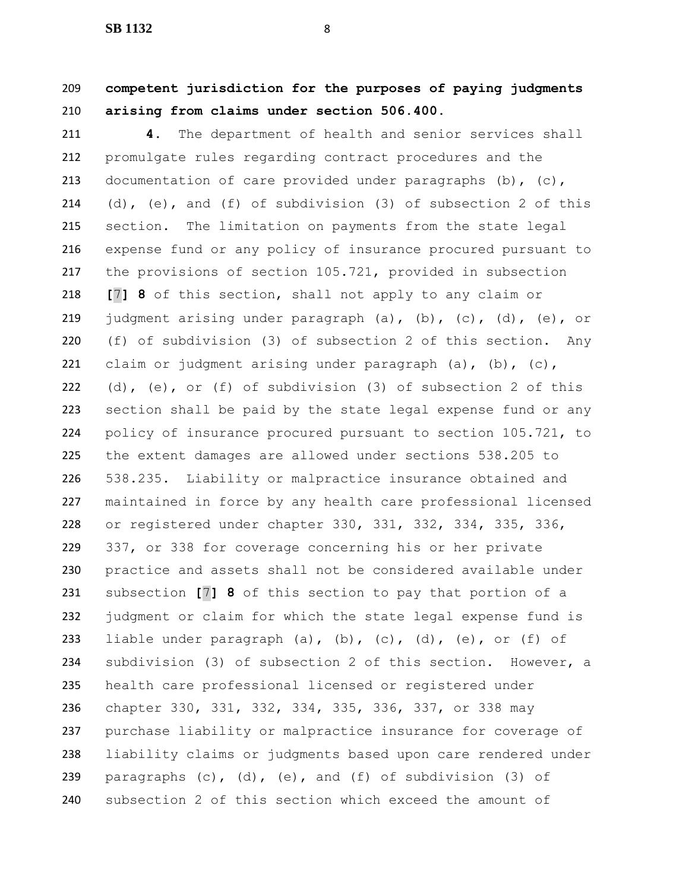**competent jurisdiction for the purposes of paying judgments arising from claims under section 506.400.**

**4.** The department of health and senior services shall promulgate rules regarding contract procedures and the documentation of care provided under paragraphs (b), (c), (d), (e), and (f) of subdivision (3) of subsection 2 of this section. The limitation on payments from the state legal expense fund or any policy of insurance procured pursuant to the provisions of section 105.721, provided in subsection **[**7**] 8** of this section, shall not apply to any claim or judgment arising under paragraph (a), (b), (c), (d), (e), or (f) of subdivision (3) of subsection 2 of this section. Any claim or judgment arising under paragraph (a), (b), (c), (d), (e), or (f) of subdivision (3) of subsection 2 of this section shall be paid by the state legal expense fund or any policy of insurance procured pursuant to section 105.721, to the extent damages are allowed under sections 538.205 to 538.235. Liability or malpractice insurance obtained and maintained in force by any health care professional licensed or registered under chapter 330, 331, 332, 334, 335, 336, 337, or 338 for coverage concerning his or her private practice and assets shall not be considered available under subsection **[**7**] 8** of this section to pay that portion of a judgment or claim for which the state legal expense fund is liable under paragraph (a), (b), (c), (d), (e), or (f) of subdivision (3) of subsection 2 of this section. However, a health care professional licensed or registered under chapter 330, 331, 332, 334, 335, 336, 337, or 338 may purchase liability or malpractice insurance for coverage of liability claims or judgments based upon care rendered under paragraphs (c), (d), (e), and (f) of subdivision (3) of subsection 2 of this section which exceed the amount of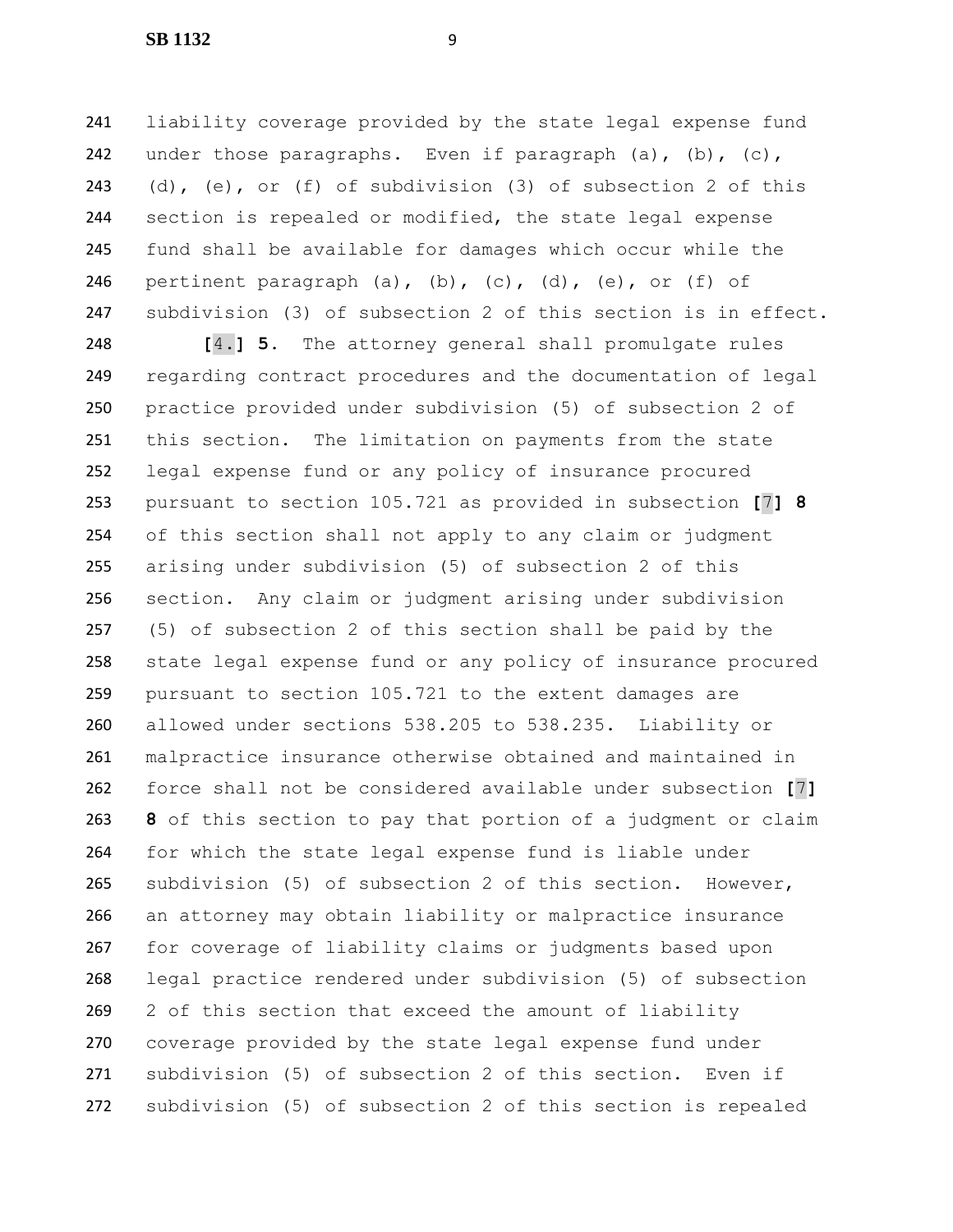liability coverage provided by the state legal expense fund under those paragraphs. Even if paragraph (a), (b), (c), (d), (e), or (f) of subdivision (3) of subsection 2 of this section is repealed or modified, the state legal expense fund shall be available for damages which occur while the pertinent paragraph (a), (b), (c), (d), (e), or (f) of subdivision (3) of subsection 2 of this section is in effect.

**[**4.**]** **5.** The attorney general shall promulgate rules regarding contract procedures and the documentation of legal practice provided under subdivision (5) of subsection 2 of this section. The limitation on payments from the state legal expense fund or any policy of insurance procured pursuant to section 105.721 as provided in subsection **[**7**]** **8** of this section shall not apply to any claim or judgment arising under subdivision (5) of subsection 2 of this section. Any claim or judgment arising under subdivision (5) of subsection 2 of this section shall be paid by the state legal expense fund or any policy of insurance procured pursuant to section 105.721 to the extent damages are allowed under sections 538.205 to 538.235. Liability or malpractice insurance otherwise obtained and maintained in force shall not be considered available under subsection **[**7**]** **8** of this section to pay that portion of a judgment or claim for which the state legal expense fund is liable under subdivision (5) of subsection 2 of this section. However, an attorney may obtain liability or malpractice insurance for coverage of liability claims or judgments based upon legal practice rendered under subdivision (5) of subsection 2 of this section that exceed the amount of liability coverage provided by the state legal expense fund under subdivision (5) of subsection 2 of this section. Even if subdivision (5) of subsection 2 of this section is repealed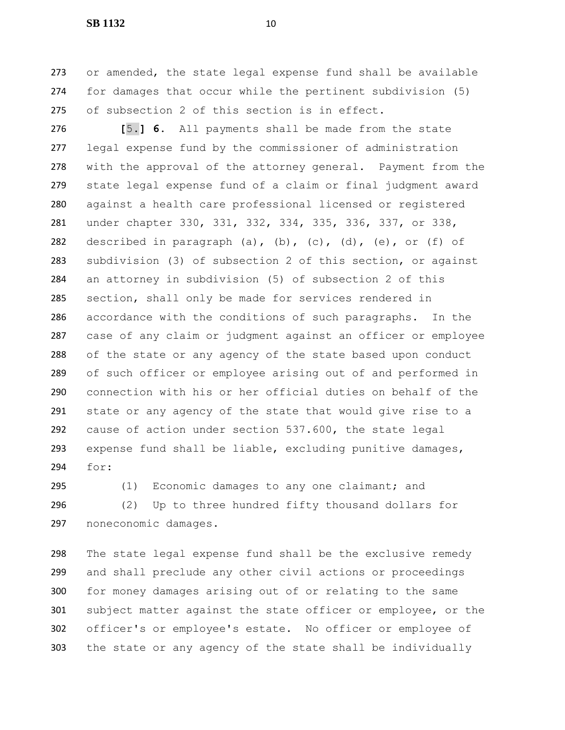or amended, the state legal expense fund shall be available for damages that occur while the pertinent subdivision (5) of subsection 2 of this section is in effect.

[5.] **6.** All payments shall be made from the state legal expense fund by the commissioner of administration with the approval of the attorney general. Payment from the state legal expense fund of a claim or final judgment award against a health care professional licensed or registered under chapter 330, 331, 332, 334, 335, 336, 337, or 338, described in paragraph (a), (b), (c), (d), (e), or (f) of subdivision (3) of subsection 2 of this section, or against an attorney in subdivision (5) of subsection 2 of this section, shall only be made for services rendered in accordance with the conditions of such paragraphs. In the case of any claim or judgment against an officer or employee of the state or any agency of the state based upon conduct of such officer or employee arising out of and performed in connection with his or her official duties on behalf of the state or any agency of the state that would give rise to a cause of action under section 537.600, the state legal expense fund shall be liable, excluding punitive damages, for:

(1) Economic damages to any one claimant; and

(2) Up to three hundred fifty thousand dollars for noneconomic damages.

The state legal expense fund shall be the exclusive remedy and shall preclude any other civil actions or proceedings for money damages arising out of or relating to the same subject matter against the state officer or employee, or the officer's or employee's estate. No officer or employee of the state or any agency of the state shall be individually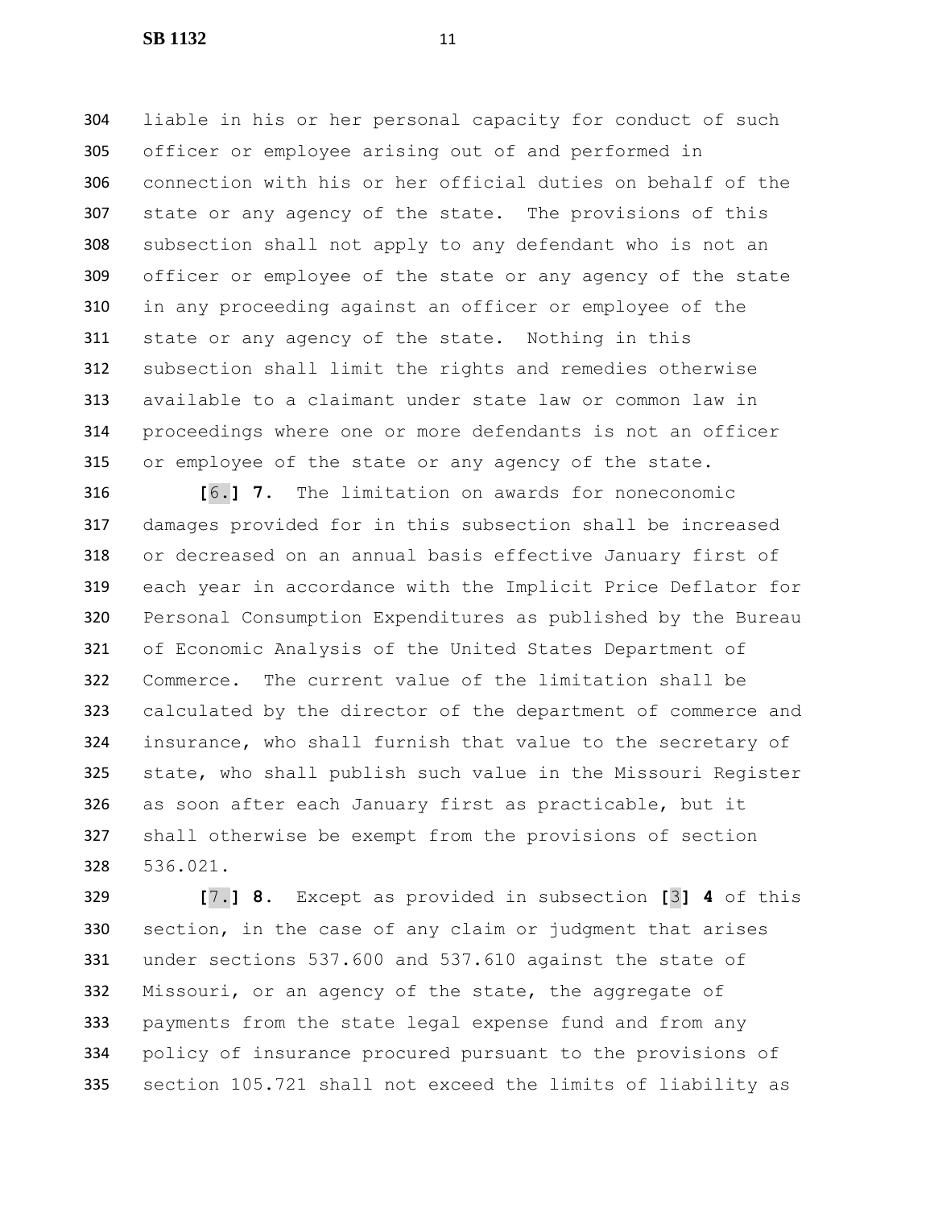liable in his or her personal capacity for conduct of such officer or employee arising out of and performed in connection with his or her official duties on behalf of the state or any agency of the state. The provisions of this subsection shall not apply to any defendant who is not an officer or employee of the state or any agency of the state in any proceeding against an officer or employee of the state or any agency of the state. Nothing in this subsection shall limit the rights and remedies otherwise available to a claimant under state law or common law in proceedings where one or more defendants is not an officer or employee of the state or any agency of the state.

**[**6.**]** **7.** The limitation on awards for noneconomic damages provided for in this subsection shall be increased or decreased on an annual basis effective January first of each year in accordance with the Implicit Price Deflator for Personal Consumption Expenditures as published by the Bureau of Economic Analysis of the United States Department of Commerce. The current value of the limitation shall be calculated by the director of the department of commerce and insurance, who shall furnish that value to the secretary of state, who shall publish such value in the Missouri Register as soon after each January first as practicable, but it shall otherwise be exempt from the provisions of section 536.021.

**[**7.**]** **8.** Except as provided in subsection **[**3**]** **4** of this section, in the case of any claim or judgment that arises under sections 537.600 and 537.610 against the state of Missouri, or an agency of the state, the aggregate of payments from the state legal expense fund and from any policy of insurance procured pursuant to the provisions of section 105.721 shall not exceed the limits of liability as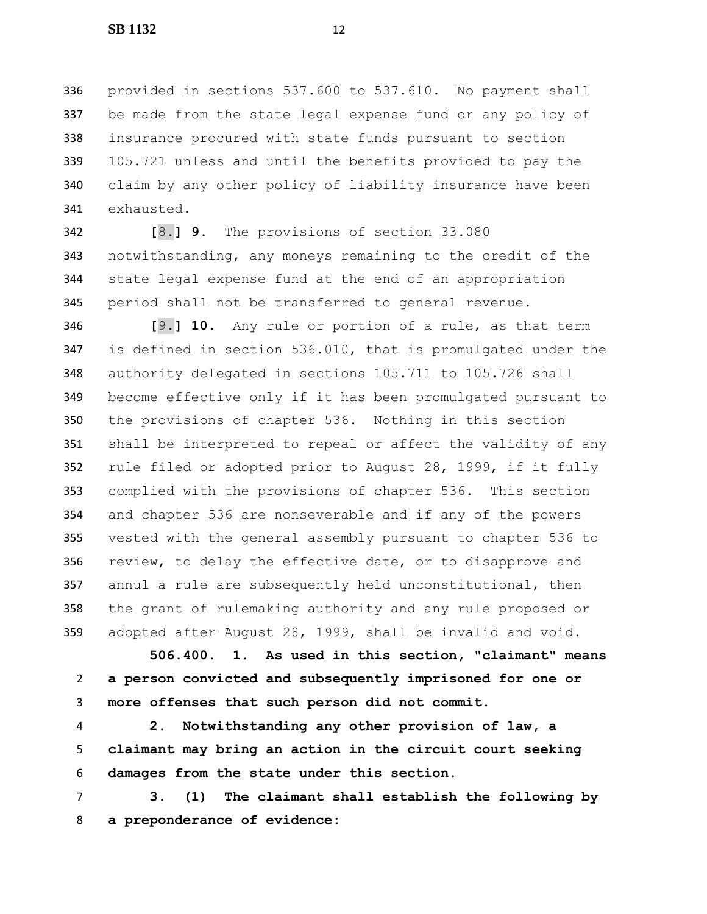provided in sections 537.600 to 537.610. No payment shall be made from the state legal expense fund or any policy of insurance procured with state funds pursuant to section 105.721 unless and until the benefits provided to pay the claim by any other policy of liability insurance have been exhausted.

[8.] **9.** The provisions of section 33.080 notwithstanding, any moneys remaining to the credit of the state legal expense fund at the end of an appropriation period shall not be transferred to general revenue.

[9.] **10.** Any rule or portion of a rule, as that term is defined in section 536.010, that is promulgated under the authority delegated in sections 105.711 to 105.726 shall become effective only if it has been promulgated pursuant to the provisions of chapter 536. Nothing in this section shall be interpreted to repeal or affect the validity of any rule filed or adopted prior to August 28, 1999, if it fully complied with the provisions of chapter 536. This section and chapter 536 are nonseverable and if any of the powers vested with the general assembly pursuant to chapter 536 to review, to delay the effective date, or to disapprove and annul a rule are subsequently held unconstitutional, then the grant of rulemaking authority and any rule proposed or adopted after August 28, 1999, shall be invalid and void.

**506.400. 1. As used in this section, "claimant" means a person convicted and subsequently imprisoned for one or more offenses that such person did not commit.**

**2. Notwithstanding any other provision of law, a claimant may bring an action in the circuit court seeking damages from the state under this section.**

**3. (1) The claimant shall establish the following by a preponderance of evidence:**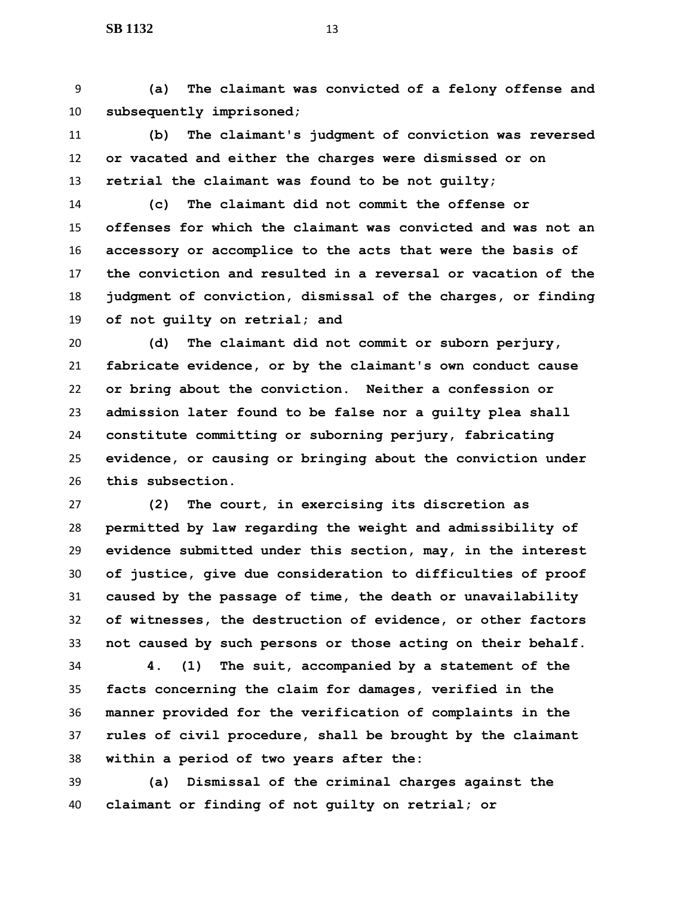**(a) The claimant was convicted of a felony offense and subsequently imprisoned;**

**(b) The claimant's judgment of conviction was reversed or vacated and either the charges were dismissed or on retrial the claimant was found to be not guilty;**

**(c) The claimant did not commit the offense or offenses for which the claimant was convicted and was not an accessory or accomplice to the acts that were the basis of the conviction and resulted in a reversal or vacation of the judgment of conviction, dismissal of the charges, or finding of not guilty on retrial; and**

**(d) The claimant did not commit or suborn perjury, fabricate evidence, or by the claimant's own conduct cause or bring about the conviction. Neither a confession or admission later found to be false nor a guilty plea shall constitute committing or suborning perjury, fabricating evidence, or causing or bringing about the conviction under this subsection.**

**(2) The court, in exercising its discretion as permitted by law regarding the weight and admissibility of evidence submitted under this section, may, in the interest of justice, give due consideration to difficulties of proof caused by the passage of time, the death or unavailability of witnesses, the destruction of evidence, or other factors not caused by such persons or those acting on their behalf.**

**4. (1) The suit, accompanied by a statement of the facts concerning the claim for damages, verified in the manner provided for the verification of complaints in the rules of civil procedure, shall be brought by the claimant within a period of two years after the:**

**(a) Dismissal of the criminal charges against the claimant or finding of not guilty on retrial; or**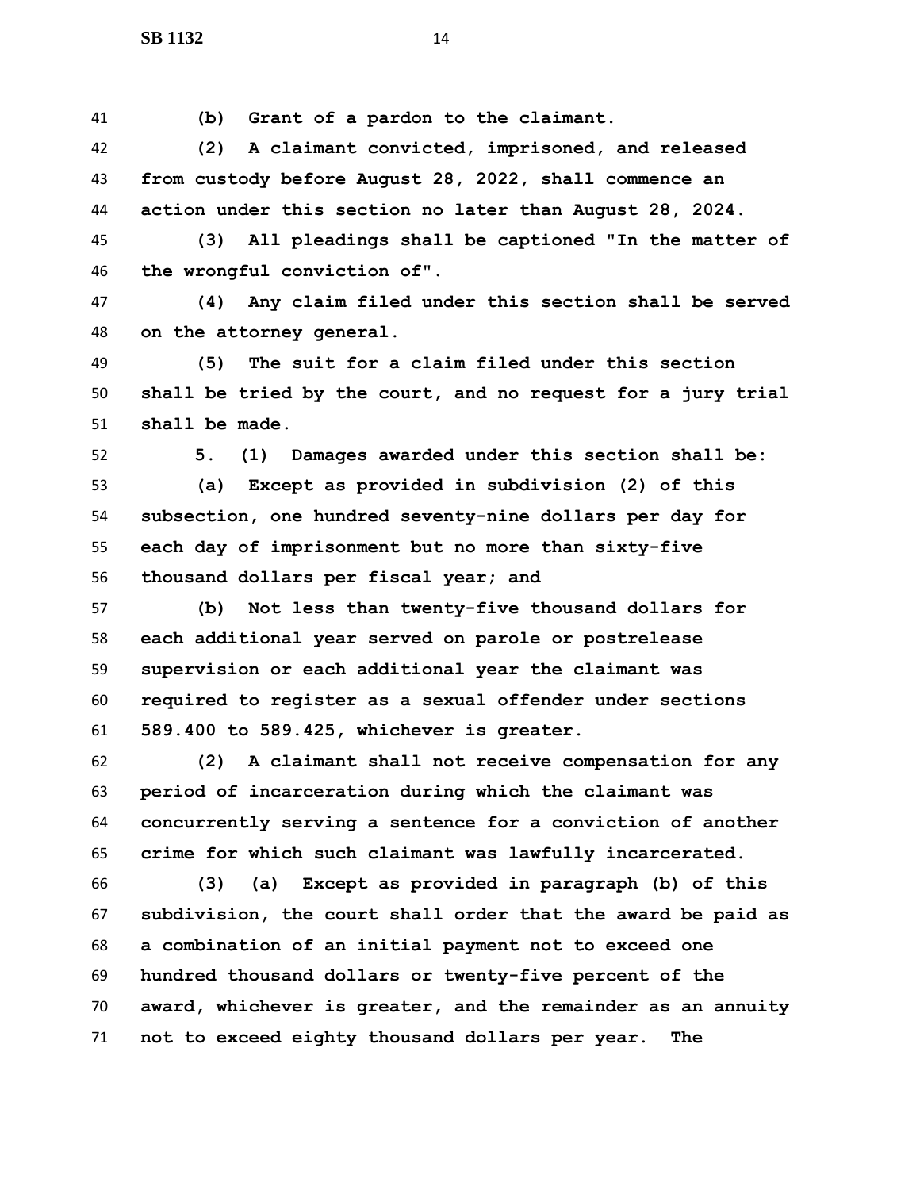**(b) Grant of a pardon to the claimant.**

**(2) A claimant convicted, imprisoned, and released from custody before August 28, 2022, shall commence an action under this section no later than August 28, 2024.**

**(3) All pleadings shall be captioned "In the matter of the wrongful conviction of".**

**(4) Any claim filed under this section shall be served on the attorney general.**

**(5) The suit for a claim filed under this section shall be tried by the court, and no request for a jury trial shall be made.**

**5. (1) Damages awarded under this section shall be:**

**(a) Except as provided in subdivision (2) of this subsection, one hundred seventy-nine dollars per day for each day of imprisonment but no more than sixty-five thousand dollars per fiscal year; and**

**(b) Not less than twenty-five thousand dollars for each additional year served on parole or postrelease supervision or each additional year the claimant was required to register as a sexual offender under sections 589.400 to 589.425, whichever is greater.**

**(2) A claimant shall not receive compensation for any period of incarceration during which the claimant was concurrently serving a sentence for a conviction of another crime for which such claimant was lawfully incarcerated.**

**(3) (a) Except as provided in paragraph (b) of this subdivision, the court shall order that the award be paid as a combination of an initial payment not to exceed one hundred thousand dollars or twenty-five percent of the award, whichever is greater, and the remainder as an annuity not to exceed eighty thousand dollars per year. The**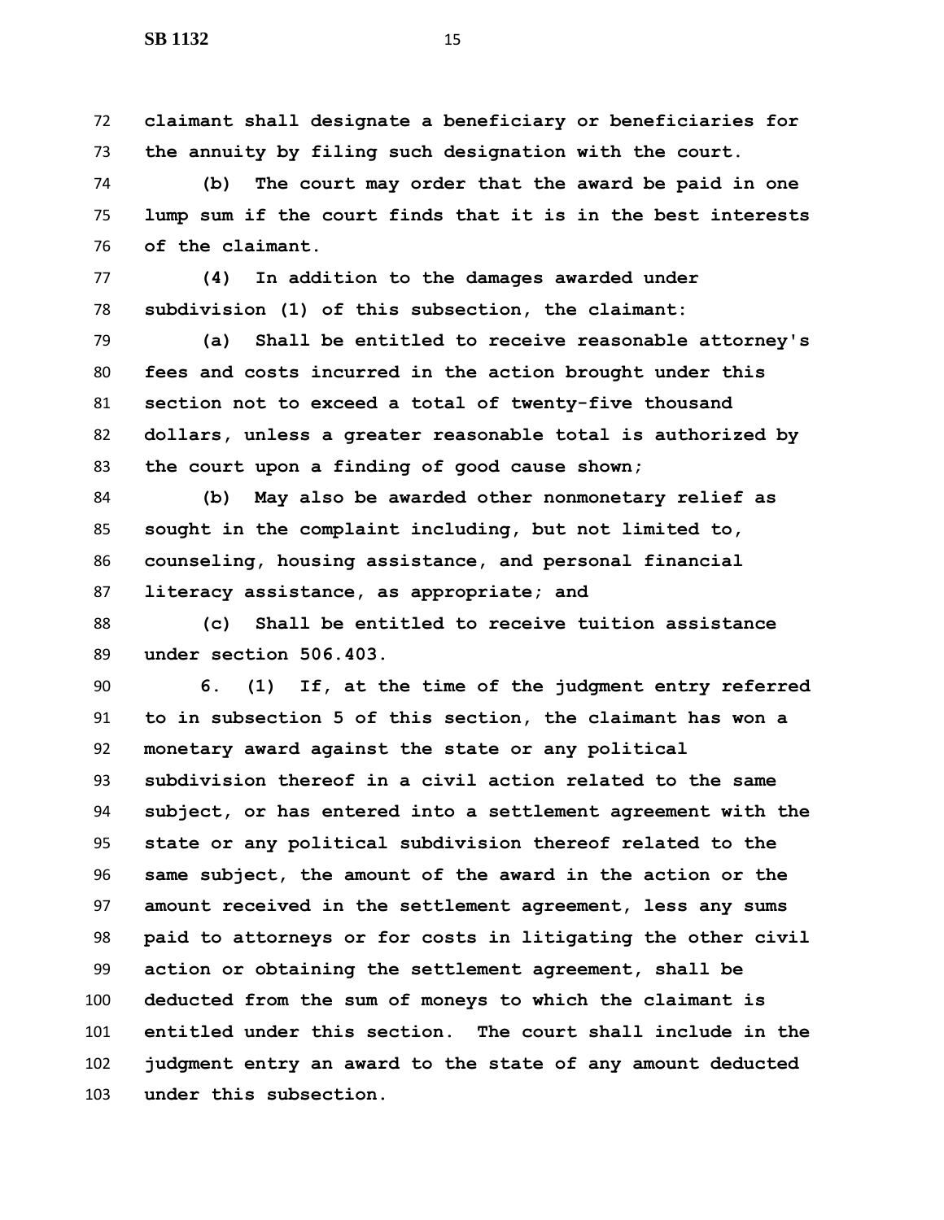**claimant shall designate a beneficiary or beneficiaries for the annuity by filing such designation with the court.**

**(b) The court may order that the award be paid in one lump sum if the court finds that it is in the best interests of the claimant.**

**(4) In addition to the damages awarded under subdivision (1) of this subsection, the claimant:**

**(a) Shall be entitled to receive reasonable attorney's fees and costs incurred in the action brought under this section not to exceed a total of twenty-five thousand dollars, unless a greater reasonable total is authorized by the court upon a finding of good cause shown;**

**(b) May also be awarded other nonmonetary relief as sought in the complaint including, but not limited to, counseling, housing assistance, and personal financial literacy assistance, as appropriate; and**

**(c) Shall be entitled to receive tuition assistance under section 506.403.**

**6. (1) If, at the time of the judgment entry referred to in subsection 5 of this section, the claimant has won a monetary award against the state or any political subdivision thereof in a civil action related to the same subject, or has entered into a settlement agreement with the state or any political subdivision thereof related to the same subject, the amount of the award in the action or the amount received in the settlement agreement, less any sums paid to attorneys or for costs in litigating the other civil action or obtaining the settlement agreement, shall be deducted from the sum of moneys to which the claimant is entitled under this section. The court shall include in the judgment entry an award to the state of any amount deducted under this subsection.**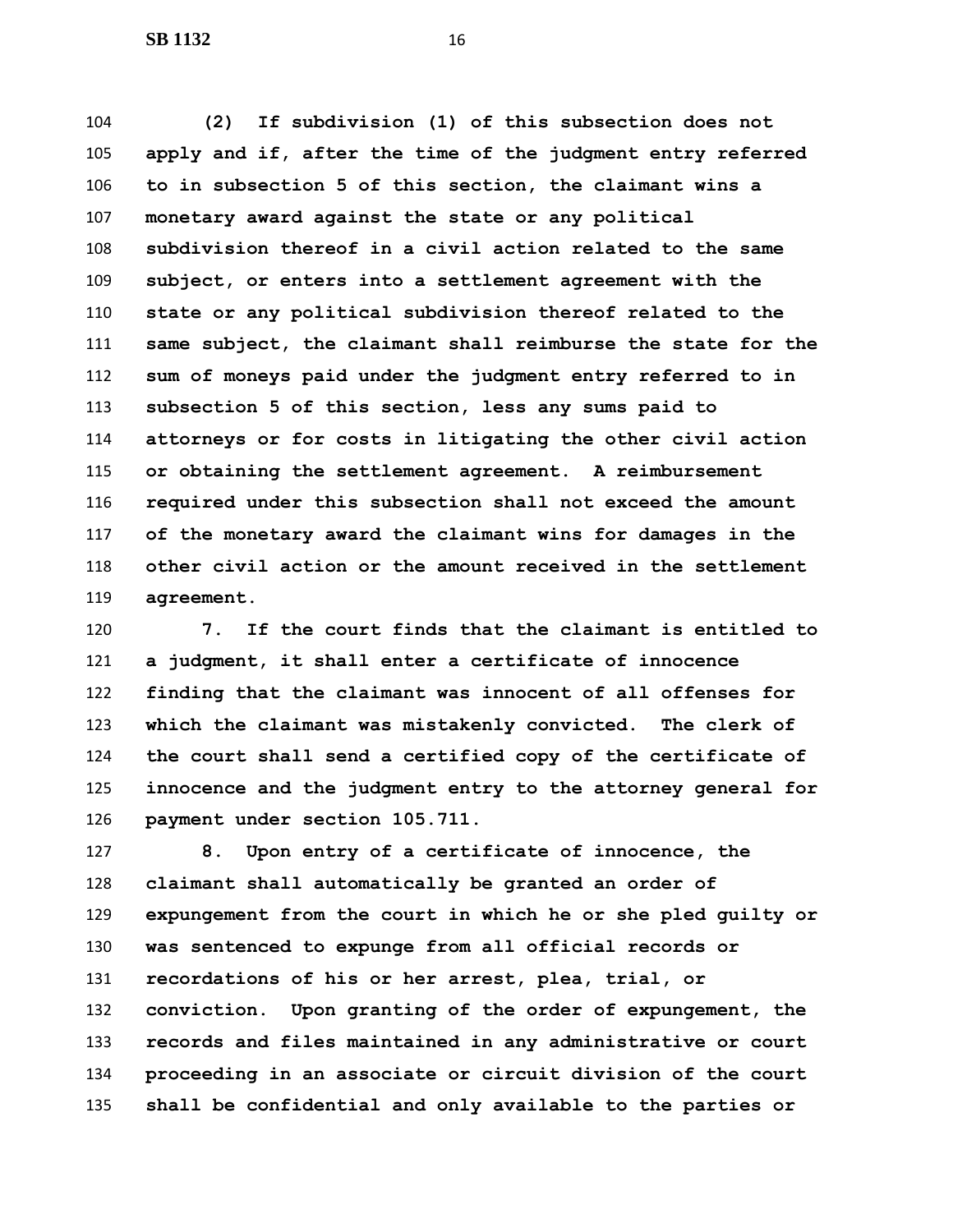**(2) If subdivision (1) of this subsection does not apply and if, after the time of the judgment entry referred to in subsection 5 of this section, the claimant wins a monetary award against the state or any political subdivision thereof in a civil action related to the same subject, or enters into a settlement agreement with the state or any political subdivision thereof related to the same subject, the claimant shall reimburse the state for the sum of moneys paid under the judgment entry referred to in subsection 5 of this section, less any sums paid to attorneys or for costs in litigating the other civil action or obtaining the settlement agreement. A reimbursement required under this subsection shall not exceed the amount of the monetary award the claimant wins for damages in the other civil action or the amount received in the settlement agreement.**

**7. If the court finds that the claimant is entitled to a judgment, it shall enter a certificate of innocence finding that the claimant was innocent of all offenses for which the claimant was mistakenly convicted. The clerk of the court shall send a certified copy of the certificate of innocence and the judgment entry to the attorney general for payment under section 105.711.**

**8. Upon entry of a certificate of innocence, the claimant shall automatically be granted an order of expungement from the court in which he or she pled guilty or was sentenced to expunge from all official records or recordations of his or her arrest, plea, trial, or conviction. Upon granting of the order of expungement, the records and files maintained in any administrative or court proceeding in an associate or circuit division of the court shall be confidential and only available to the parties or**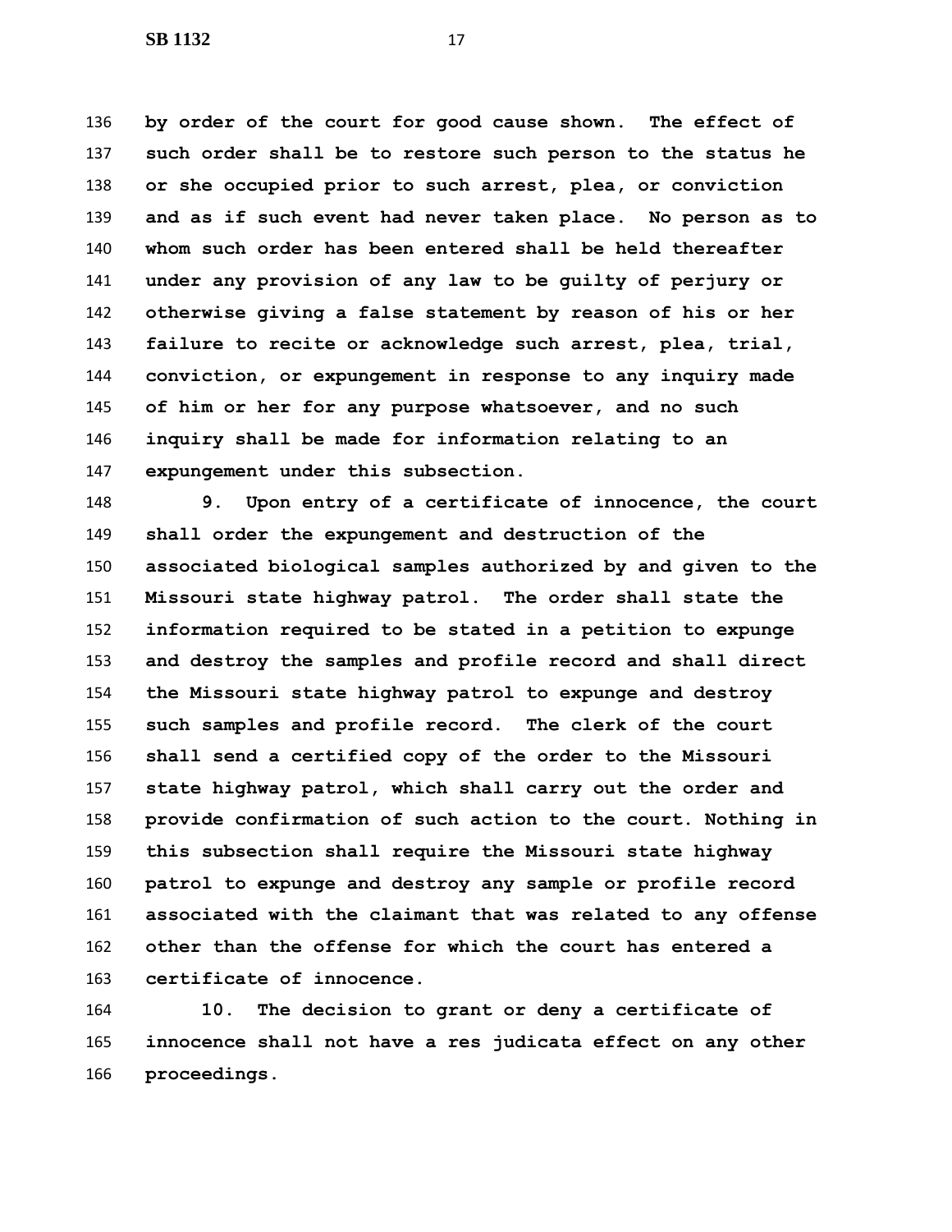**by order of the court for good cause shown. The effect of such order shall be to restore such person to the status he or she occupied prior to such arrest, plea, or conviction and as if such event had never taken place. No person as to whom such order has been entered shall be held thereafter under any provision of any law to be guilty of perjury or otherwise giving a false statement by reason of his or her failure to recite or acknowledge such arrest, plea, trial, conviction, or expungement in response to any inquiry made of him or her for any purpose whatsoever, and no such inquiry shall be made for information relating to an expungement under this subsection.**

**9. Upon entry of a certificate of innocence, the court shall order the expungement and destruction of the associated biological samples authorized by and given to the Missouri state highway patrol. The order shall state the information required to be stated in a petition to expunge and destroy the samples and profile record and shall direct the Missouri state highway patrol to expunge and destroy such samples and profile record. The clerk of the court shall send a certified copy of the order to the Missouri state highway patrol, which shall carry out the order and provide confirmation of such action to the court. Nothing in this subsection shall require the Missouri state highway patrol to expunge and destroy any sample or profile record associated with the claimant that was related to any offense other than the offense for which the court has entered a certificate of innocence.**

**10. The decision to grant or deny a certificate of innocence shall not have a res judicata effect on any other proceedings.**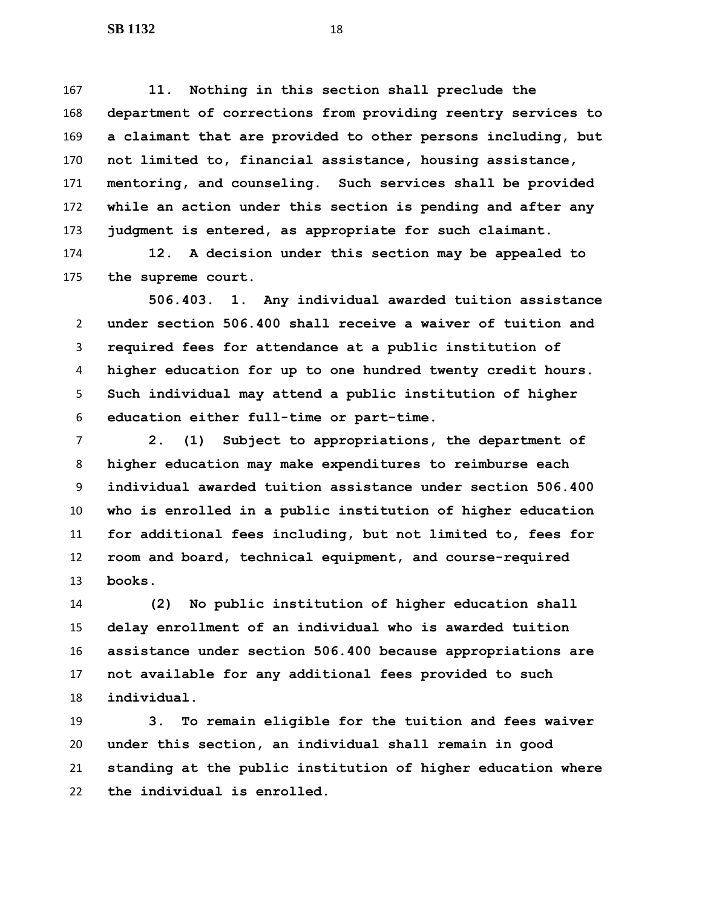**11. Nothing in this section shall preclude the department of corrections from providing reentry services to a claimant that are provided to other persons including, but not limited to, financial assistance, housing assistance, mentoring, and counseling. Such services shall be provided while an action under this section is pending and after any judgment is entered, as appropriate for such claimant.**

**12. A decision under this section may be appealed to the supreme court.**

**506.403. 1. Any individual awarded tuition assistance under section 506.400 shall receive a waiver of tuition and required fees for attendance at a public institution of higher education for up to one hundred twenty credit hours. Such individual may attend a public institution of higher education either full-time or part-time.**

**2. (1) Subject to appropriations, the department of higher education may make expenditures to reimburse each individual awarded tuition assistance under section 506.400 who is enrolled in a public institution of higher education for additional fees including, but not limited to, fees for room and board, technical equipment, and course-required books.**

**(2) No public institution of higher education shall delay enrollment of an individual who is awarded tuition assistance under section 506.400 because appropriations are not available for any additional fees provided to such individual.**

**3. To remain eligible for the tuition and fees waiver under this section, an individual shall remain in good standing at the public institution of higher education where the individual is enrolled.**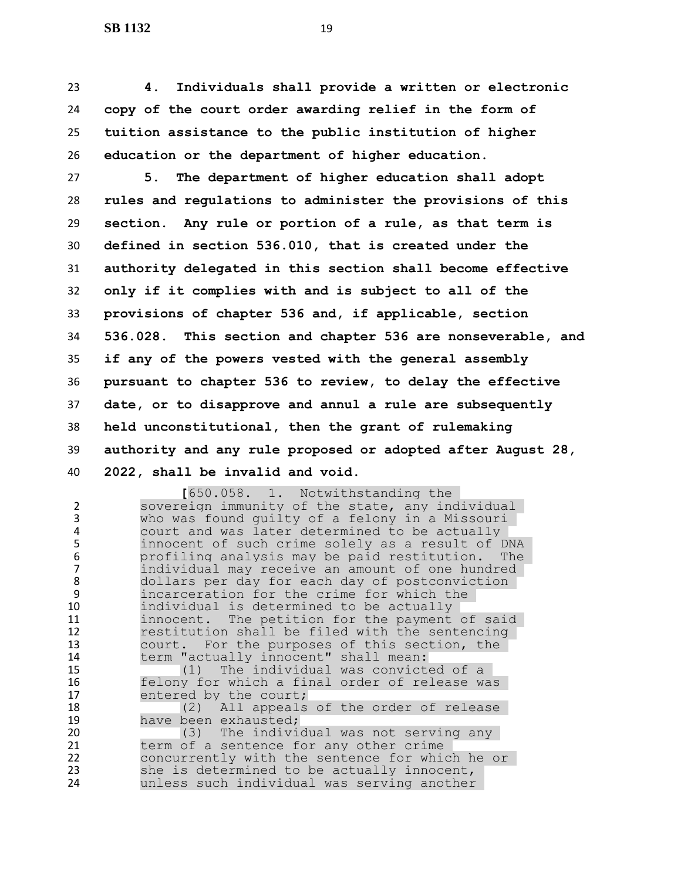**4. Individuals shall provide a written or electronic copy of the court order awarding relief in the form of tuition assistance to the public institution of higher education or the department of higher education.**

**5. The department of higher education shall adopt rules and regulations to administer the provisions of this section. Any rule or portion of a rule, as that term is defined in section 536.010, that is created under the authority delegated in this section shall become effective only if it complies with and is subject to all of the provisions of chapter 536 and, if applicable, section 536.028. This section and chapter 536 are nonseverable, and if any of the powers vested with the general assembly pursuant to chapter 536 to review, to delay the effective date, or to disapprove and annul a rule are subsequently held unconstitutional, then the grant of rulemaking authority and any rule proposed or adopted after August 28, 2022, shall be invalid and void.**

[650.058. 1. Notwithstanding the sovereign immunity of the state, any individual who was found guilty of a felony in a Missouri court and was later determined to be actually innocent of such crime solely as a result of DNA profiling analysis may be paid restitution. The individual may receive an amount of one hundred dollars per day for each day of postconviction incarceration for the crime for which the individual is determined to be actually innocent. The petition for the payment of said restitution shall be filed with the sentencing court. For the purposes of this section, the term "actually innocent" shall mean:

(1) The individual was convicted of a felony for which a final order of release was entered by the court;

(2) All appeals of the order of release have been exhausted;

(3) The individual was not serving any term of a sentence for any other crime concurrently with the sentence for which he or she is determined to be actually innocent, unless such individual was serving another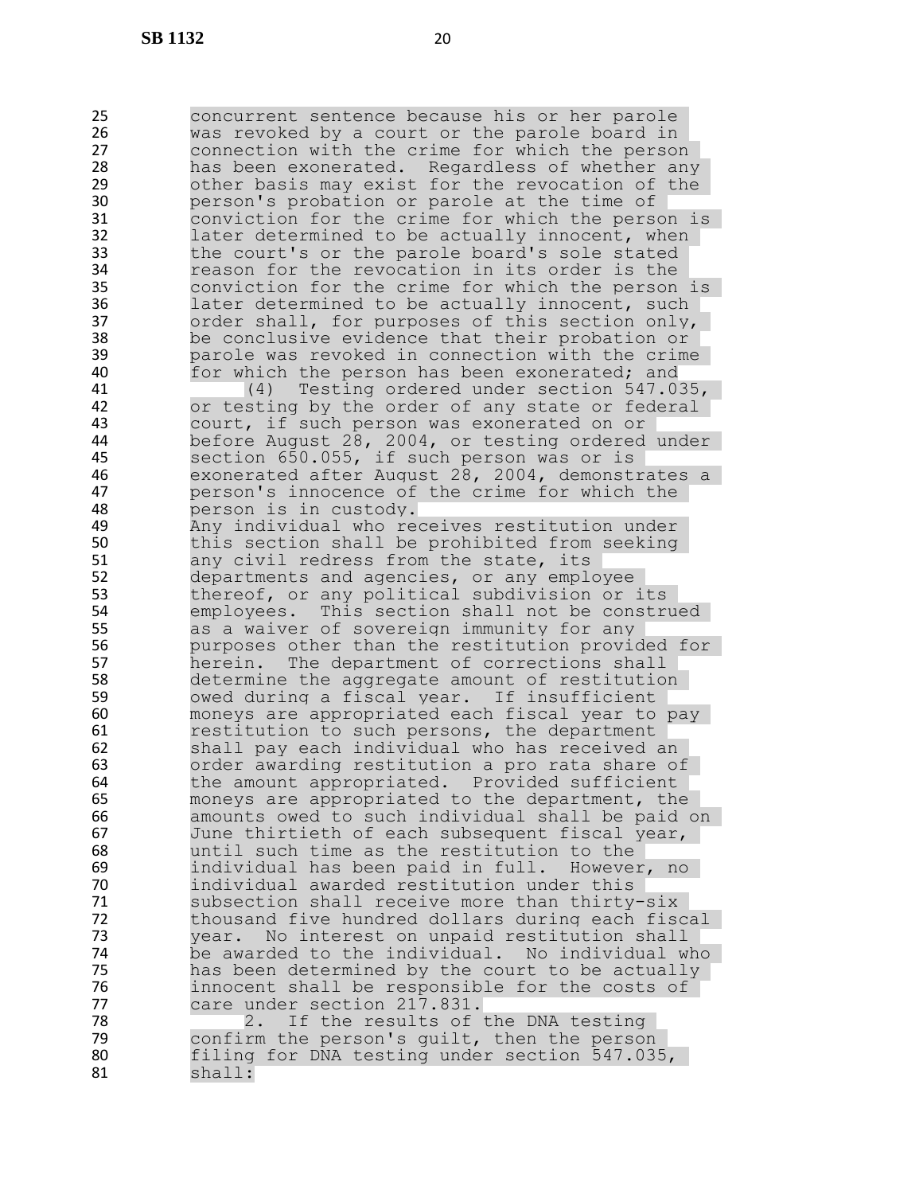concurrent sentence because his or her parole was revoked by a court or the parole board in connection with the crime for which the person has been exonerated. Regardless of whether any other basis may exist for the revocation of the person's probation or parole at the time of conviction for the crime for which the person is later determined to be actually innocent, when the court's or the parole board's sole stated reason for the revocation in its order is the conviction for the crime for which the person is later determined to be actually innocent, such order shall, for purposes of this section only, be conclusive evidence that their probation or parole was revoked in connection with the crime for which the person has been exonerated; and

(4) Testing ordered under section 547.035, or testing by the order of any state or federal court, if such person was exonerated on or before August 28, 2004, or testing ordered under section 650.055, if such person was or is exonerated after August 28, 2004, demonstrates a person's innocence of the crime for which the person is in custody.

Any individual who receives restitution under this section shall be prohibited from seeking any civil redress from the state, its departments and agencies, or any employee thereof, or any political subdivision or its employees. This section shall not be construed as a waiver of sovereign immunity for any purposes other than the restitution provided for herein. The department of corrections shall determine the aggregate amount of restitution owed during a fiscal year. If insufficient moneys are appropriated each fiscal year to pay restitution to such persons, the department shall pay each individual who has received an order awarding restitution a pro rata share of the amount appropriated. Provided sufficient moneys are appropriated to the department, the amounts owed to such individual shall be paid on June thirtieth of each subsequent fiscal year, until such time as the restitution to the individual has been paid in full. However, no individual awarded restitution under this subsection shall receive more than thirty-six thousand five hundred dollars during each fiscal year. No interest on unpaid restitution shall be awarded to the individual. No individual who has been determined by the court to be actually innocent shall be responsible for the costs of care under section 217.831.

2. If the results of the DNA testing confirm the person's guilt, then the person filing for DNA testing under section 547.035, shall: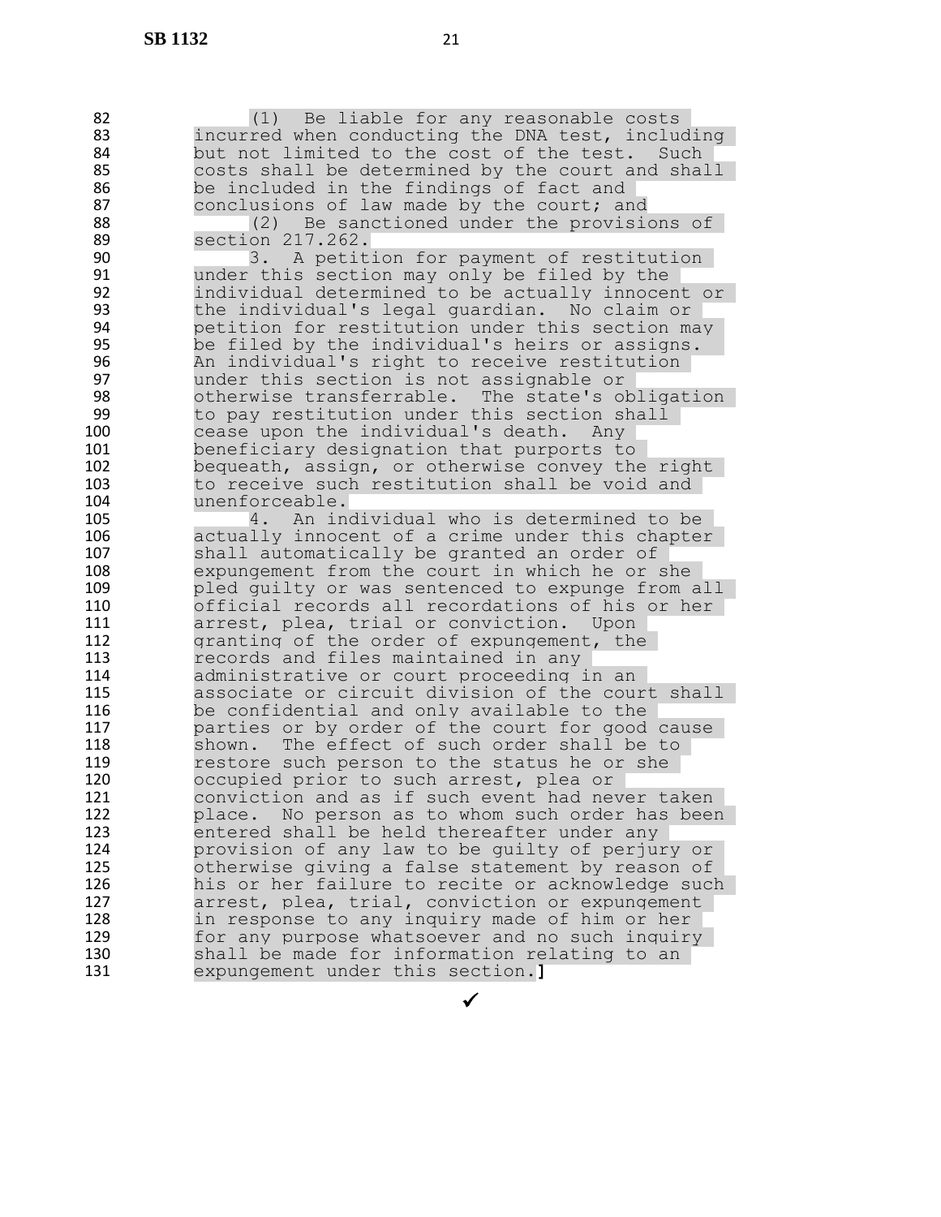(1) Be liable for any reasonable costs incurred when conducting the DNA test, including but not limited to the cost of the test. Such costs shall be determined by the court and shall be included in the findings of fact and conclusions of law made by the court; and

(2) Be sanctioned under the provisions of section 217.262.

3. A petition for payment of restitution under this section may only be filed by the individual determined to be actually innocent or the individual's legal guardian. No claim or petition for restitution under this section may be filed by the individual's heirs or assigns. An individual's right to receive restitution under this section is not assignable or otherwise transferrable. The state's obligation to pay restitution under this section shall cease upon the individual's death. Any beneficiary designation that purports to bequeath, assign, or otherwise convey the right to receive such restitution shall be void and unenforceable.

4. An individual who is determined to be actually innocent of a crime under this chapter shall automatically be granted an order of expungement from the court in which he or she pled guilty or was sentenced to expunge from all official records all recordations of his or her arrest, plea, trial or conviction. Upon granting of the order of expungement, the records and files maintained in any administrative or court proceeding in an associate or circuit division of the court shall be confidential and only available to the parties or by order of the court for good cause shown. The effect of such order shall be to restore such person to the status he or she occupied prior to such arrest, plea or conviction and as if such event had never taken place. No person as to whom such order has been entered shall be held thereafter under any provision of any law to be guilty of perjury or otherwise giving a false statement by reason of his or her failure to recite or acknowledge such arrest, plea, trial, conviction or expungement in response to any inquiry made of him or her for any purpose whatsoever and no such inquiry shall be made for information relating to an expungement under this section.]

✔